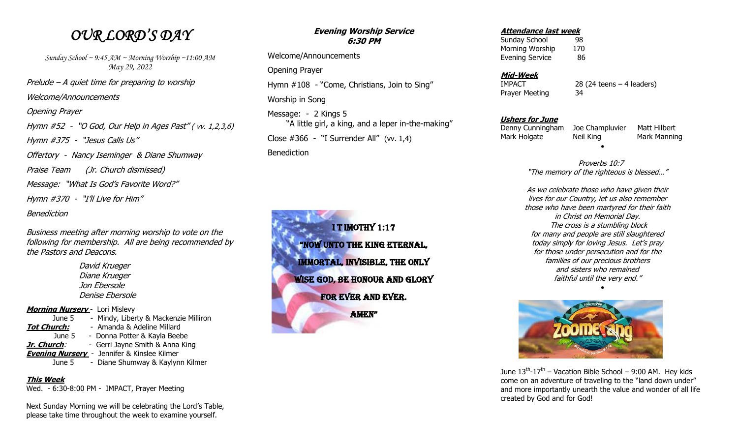# *OUR LORD'S DAY*

*Sunday School ~ 9:45 AM ~ Morning Worship ~11:00 AM*
*May 29, 2022*

*Prelude – A quiet time for preparing to worship*

*Welcome/Announcements*

*Opening Prayer*

*Hymn #52 - "O God, Our Help in Ages Past" ( vv. 1,2,3,6)*

*Hymn #375 - "Jesus Calls Us"*

*Offertory - Nancy Iseminger & Diane Shumway*

*Praise Team (Jr. Church dismissed)*

*Message: "What Is God's Favorite Word?"*

*Hymn #370 - "I'll Live for Him"*

*Benediction*

*Business meeting after morning worship to vote on the following for membership. All are being recommended by the Pastors and Deacons.*

*David Krueger*
*Diane Krueger*
*Jon Ebersole*
*Denise Ebersole*

***Morning Nursery*** - Lori Mislevy
June 5 - Mindy, Liberty & Mackenzie Milliron
***Tot Church:*** - Amanda & Adeline Millard
June 5 - Donna Potter & Kayla Beebe
***Jr. Church****:* - Gerri Jayne Smith & Anna King
***Evening Nursery*** - Jennifer & Kinslee Kilmer
June 5 - Diane Shumway & Kaylynn Kilmer

***This Week***
Wed. - 6:30-8:00 PM - IMPACT, Prayer Meeting

Next Sunday Morning we will be celebrating the Lord's Table, please take time throughout the week to examine yourself.

## ***Evening Worship Service***
## ***6:30 PM***

Welcome/Announcements

Opening Prayer

Hymn #108 - "Come, Christians, Join to Sing"

Worship in Song

Message: - 2 Kings 5
"A little girl, a king, and a leper in-the-making"

Close #366 - "I Surrender All" (vv. 1,4)

Benediction

**I TIMOTHY 1:17**
**"NOW UNTO THE KING ETERNAL, IMMORTAL, INVISIBLE, THE ONLY WISE GOD, BE HONOUR AND GLORY FOR EVER AND EVER. AMEN"**

***Attendance last week***

| | |
|---|---|
| Sunday School | 98 |
| Morning Worship | 170 |
| Evening Service | 86 |

***Mid-Week***

| | |
|---|---|
| IMPACT | 28 (24 teens – 4 leaders) |
| Prayer Meeting | 34 |

***Ushers for June***

| | | |
|---|---|---|
| Denny Cunningham | Joe Champluvier | Matt Hilbert |
| Mark Holgate | Neil King | Mark Manning |

•

*Proverbs 10:7*
*"The memory of the righteous is blessed…"*

*As we celebrate those who have given their lives for our Country, let us also remember those who have been martyred for their faith in Christ on Memorial Day. The cross is a stumbling block for many and people are still slaughtered today simply for loving Jesus. Let's pray for those under persecution and for the families of our precious brothers and sisters who remained faithful until the very end."*

•

June 13th-17th – Vacation Bible School – 9:00 AM. Hey kids come on an adventure of traveling to the "land down under" and more importantly unearth the value and wonder of all life created by God and for God!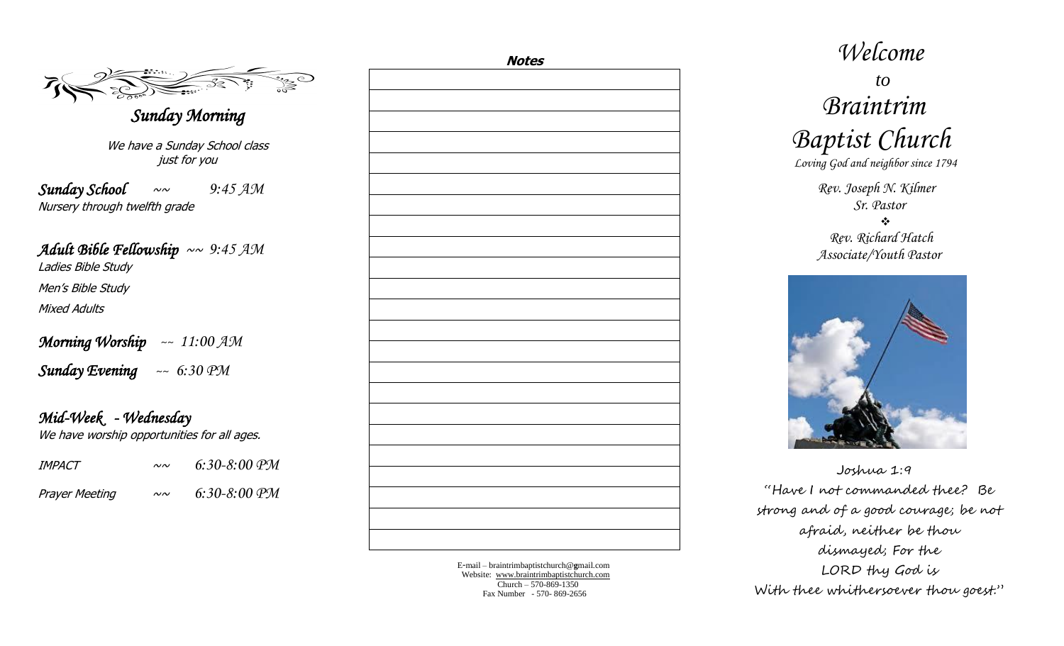## *Sunday Morning*

We have a Sunday School class just for you

***Sunday School*** ~~ *9:45 AM*
Nursery through twelfth grade

***Adult Bible Fellowship*** ~~ *9:45 AM*
Ladies Bible Study
Men's Bible Study
Mixed Adults

***Morning Worship*** ~~ *11:00 AM*

***Sunday Evening*** ~~ *6:30 PM*

## *Mid-Week - Wednesday*

We have worship opportunities for all ages.

IMPACT ~~ *6:30-8:00 PM*

Prayer Meeting ~~ *6:30-8:00 PM*

**Notes**

E-mail – braintrimbaptistchurch@gmail.com
Website: www.braintrimbaptistchurch.com
Church – 570-869-1350
Fax Number - 570- 869-2656

# *Welcome to Braintrim Baptist Church*

*Loving God and neighbor since 1794*

*Rev. Joseph N. Kilmer*
*Sr. Pastor*

❖

*Rev. Richard Hatch*
*Associate/Youth Pastor*

Joshua 1:9
"Have I not commanded thee? Be strong and of a good courage; be not afraid, neither be thou dismayed; For the LORD thy God is With thee whithersoever thou goest."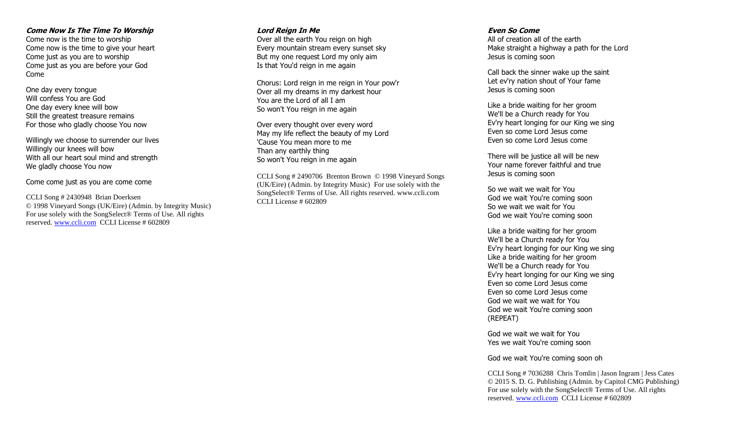***Come Now Is The Time To Worship***

Come now is the time to worship
Come now is the time to give your heart
Come just as you are to worship
Come just as you are before your God
Come

One day every tongue
Will confess You are God
One day every knee will bow
Still the greatest treasure remains
For those who gladly choose You now

Willingly we choose to surrender our lives
Willingly our knees will bow
With all our heart soul mind and strength
We gladly choose You now

Come come just as you are come come

CCLI Song # 2430948 Brian Doerksen
© 1998 Vineyard Songs (UK/Eire) (Admin. by Integrity Music)
For use solely with the SongSelect® Terms of Use. All rights reserved. www.ccli.com CCLI License # 602809

***Lord Reign In Me***

Over all the earth You reign on high
Every mountain stream every sunset sky
But my one request Lord my only aim
Is that You'd reign in me again

Chorus: Lord reign in me reign in Your pow'r
Over all my dreams in my darkest hour
You are the Lord of all I am
So won't You reign in me again

Over every thought over every word
May my life reflect the beauty of my Lord
'Cause You mean more to me
Than any earthly thing
So won't You reign in me again

CCLI Song # 2490706 Brenton Brown © 1998 Vineyard Songs (UK/Eire) (Admin. by Integrity Music) For use solely with the SongSelect® Terms of Use. All rights reserved. www.ccli.com CCLI License # 602809

***Even So Come***

All of creation all of the earth
Make straight a highway a path for the Lord
Jesus is coming soon

Call back the sinner wake up the saint
Let ev'ry nation shout of Your fame
Jesus is coming soon

Like a bride waiting for her groom
We'll be a Church ready for You
Ev'ry heart longing for our King we sing
Even so come Lord Jesus come
Even so come Lord Jesus come

There will be justice all will be new
Your name forever faithful and true
Jesus is coming soon

So we wait we wait for You
God we wait You're coming soon
So we wait we wait for You
God we wait You're coming soon

Like a bride waiting for her groom
We'll be a Church ready for You
Ev'ry heart longing for our King we sing
Like a bride waiting for her groom
We'll be a Church ready for You
Ev'ry heart longing for our King we sing
Even so come Lord Jesus come
Even so come Lord Jesus come
God we wait we wait for You
God we wait You're coming soon
(REPEAT)

God we wait we wait for You
Yes we wait You're coming soon

God we wait You're coming soon oh

CCLI Song # 7036288 Chris Tomlin | Jason Ingram | Jess Cates
© 2015 S. D. G. Publishing (Admin. by Capitol CMG Publishing)
For use solely with the SongSelect® Terms of Use. All rights reserved. www.ccli.com CCLI License # 602809